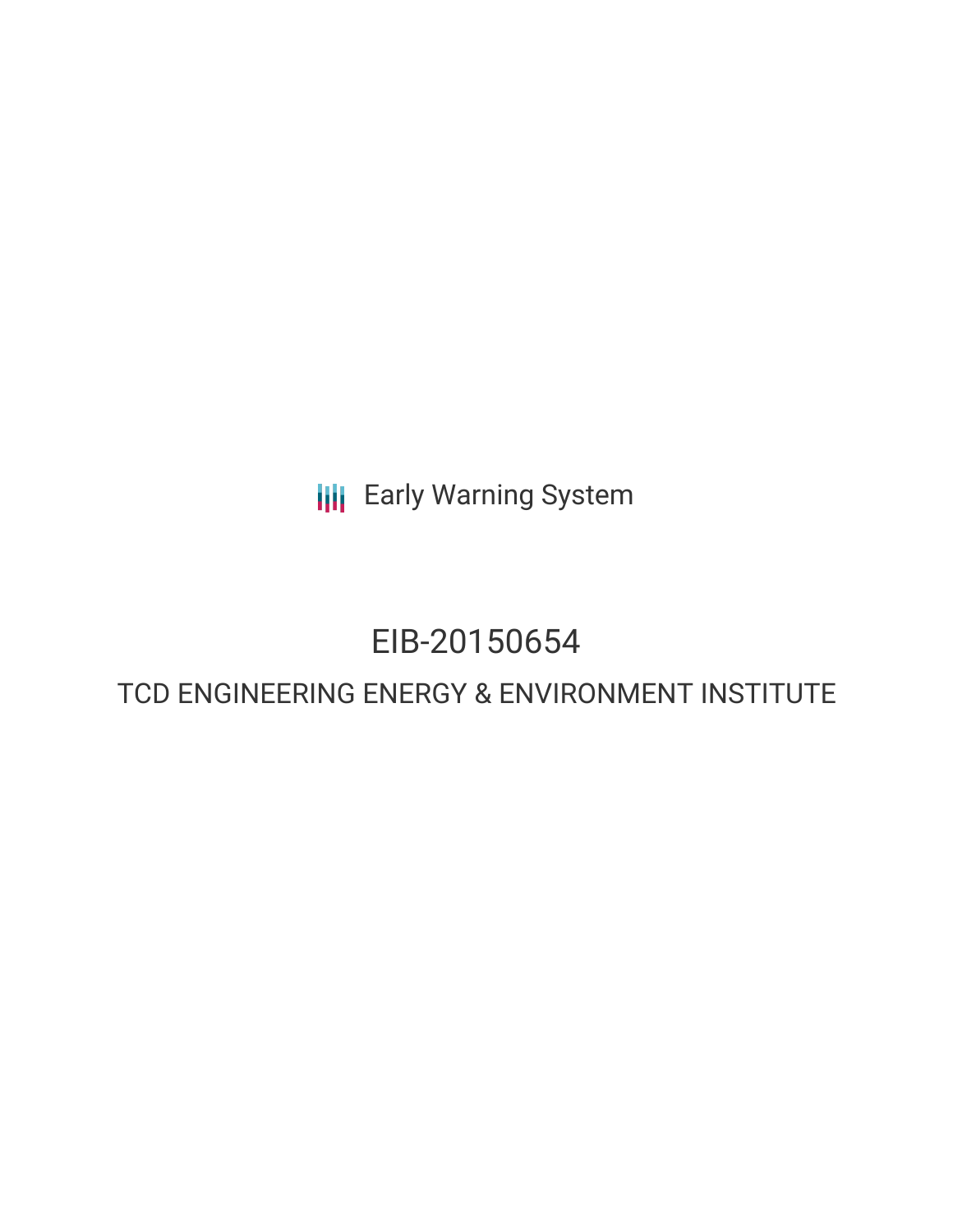Early Warning System

# EIB-20150654

## TCD ENGINEERING ENERGY & ENVIRONMENT INSTITUTE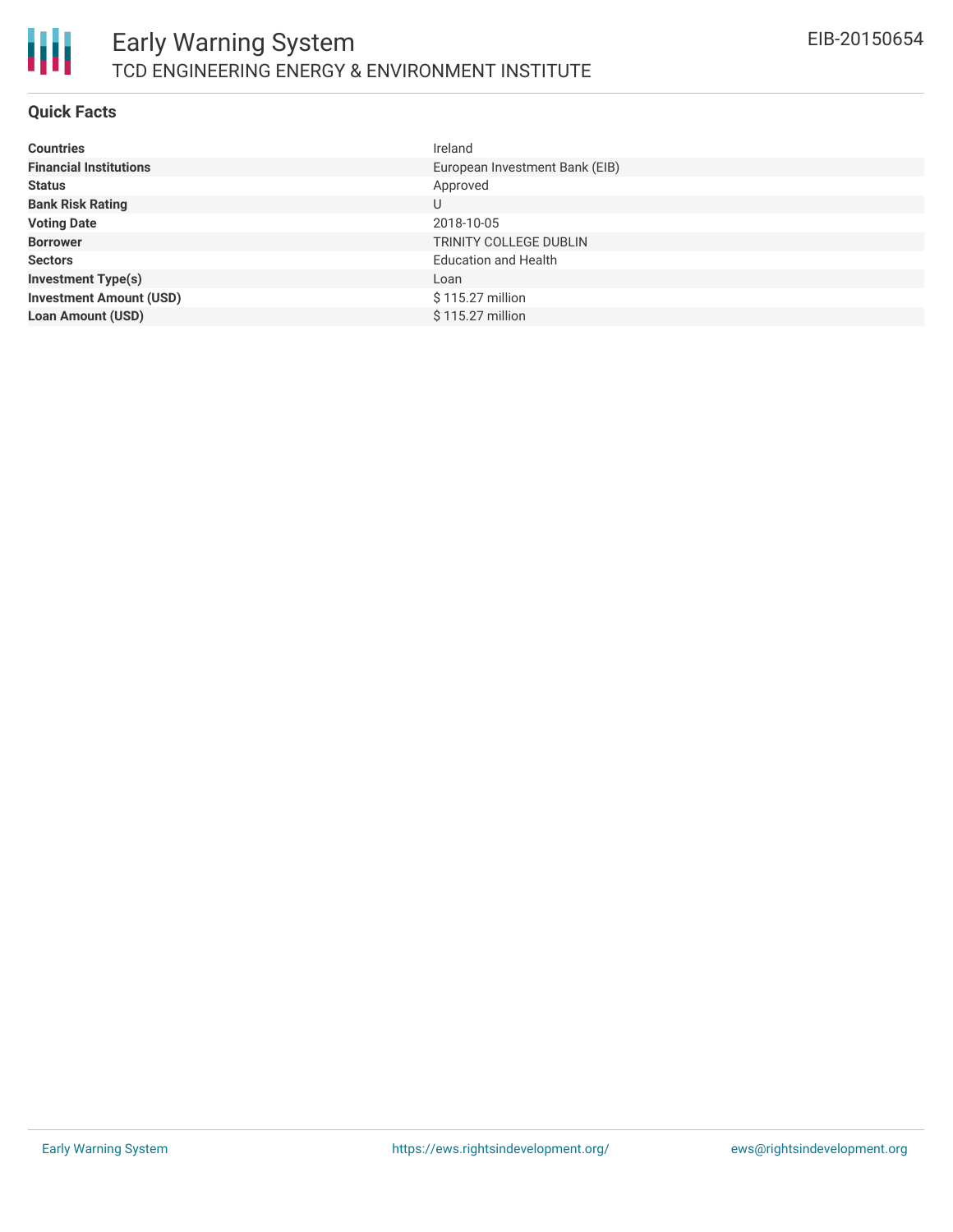# Early Warning System

## TCD ENGINEERING ENERGY & ENVIRONMENT INSTITUTE

EIB-20150654

### Quick Facts

| | |
|---|---|
| **Countries** | Ireland |
| **Financial Institutions** | European Investment Bank (EIB) |
| **Status** | Approved |
| **Bank Risk Rating** | U |
| **Voting Date** | 2018-10-05 |
| **Borrower** | TRINITY COLLEGE DUBLIN |
| **Sectors** | Education and Health |
| **Investment Type(s)** | Loan |
| **Investment Amount (USD)** | $ 115.27 million |
| **Loan Amount (USD)** | $ 115.27 million |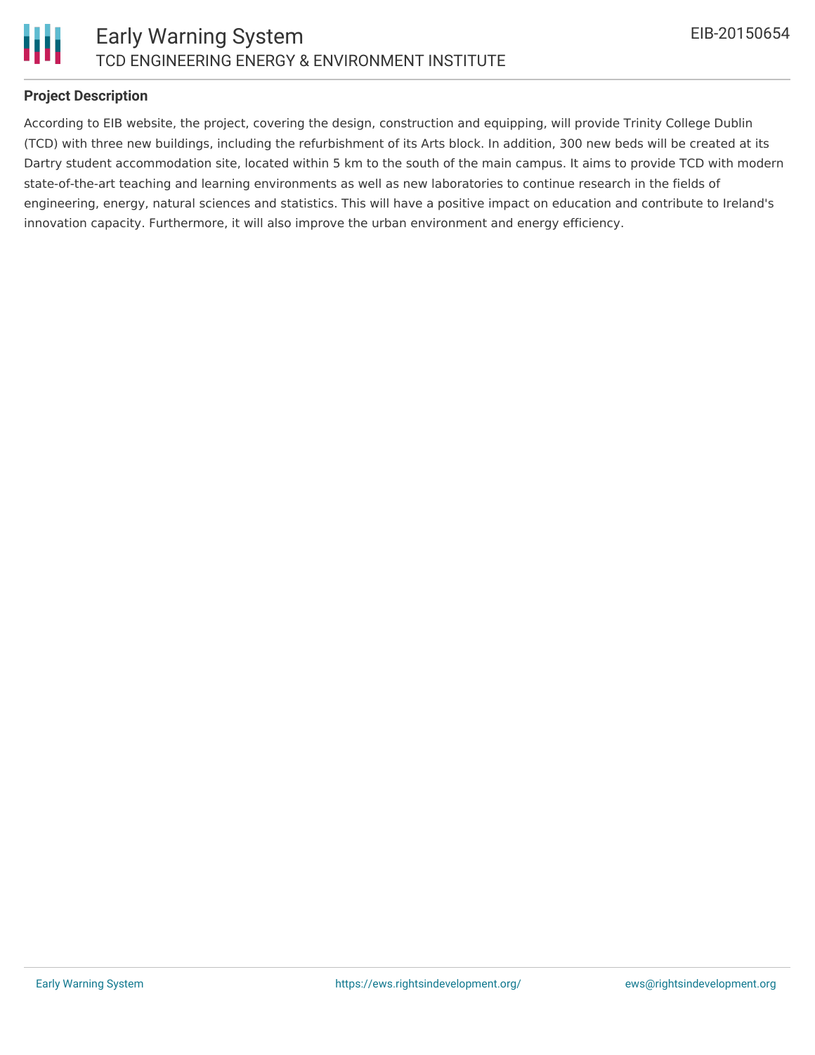### Project Description

According to EIB website, the project, covering the design, construction and equipping, will provide Trinity College Dublin (TCD) with three new buildings, including the refurbishment of its Arts block. In addition, 300 new beds will be created at its Dartry student accommodation site, located within 5 km to the south of the main campus. It aims to provide TCD with modern state-of-the-art teaching and learning environments as well as new laboratories to continue research in the fields of engineering, energy, natural sciences and statistics. This will have a positive impact on education and contribute to Ireland's innovation capacity. Furthermore, it will also improve the urban environment and energy efficiency.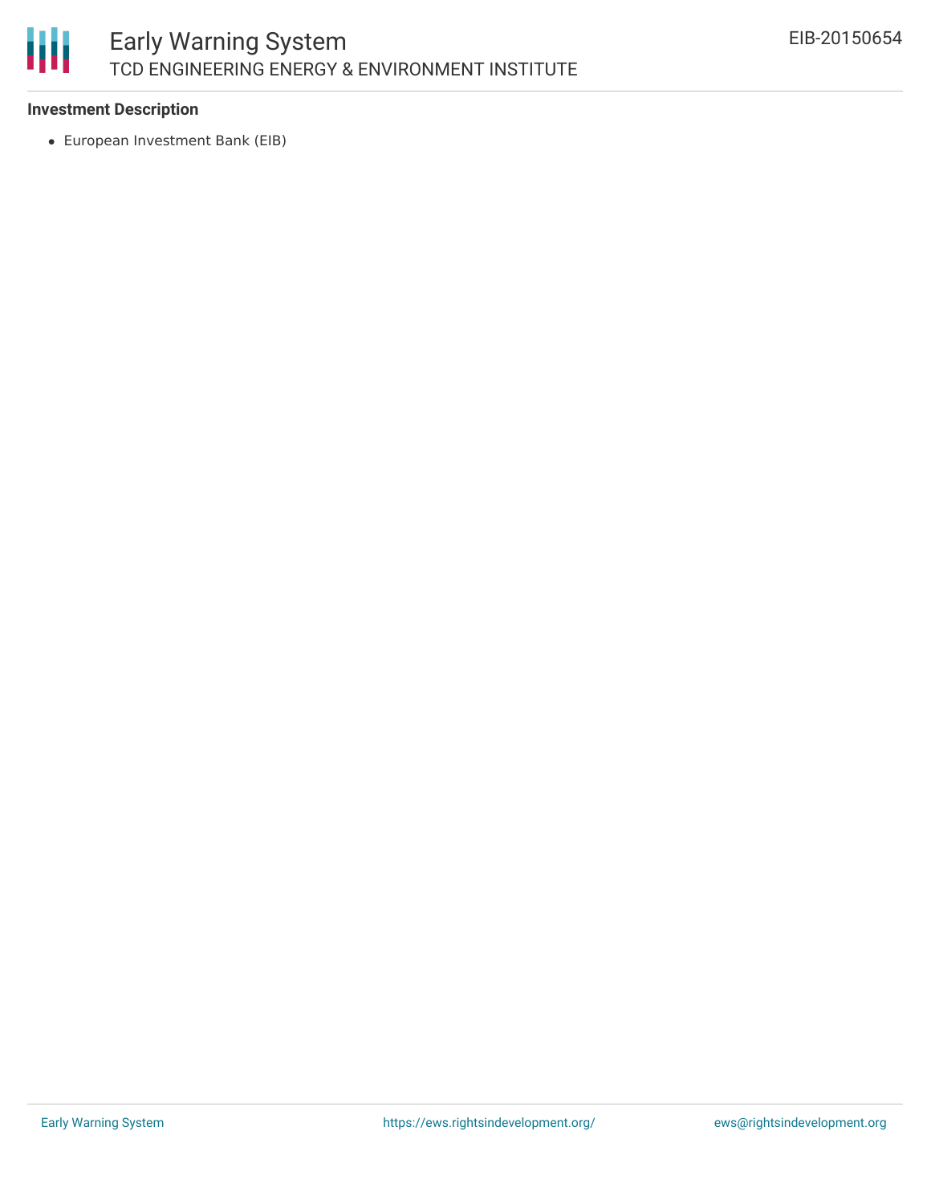**Investment Description**

- European Investment Bank (EIB)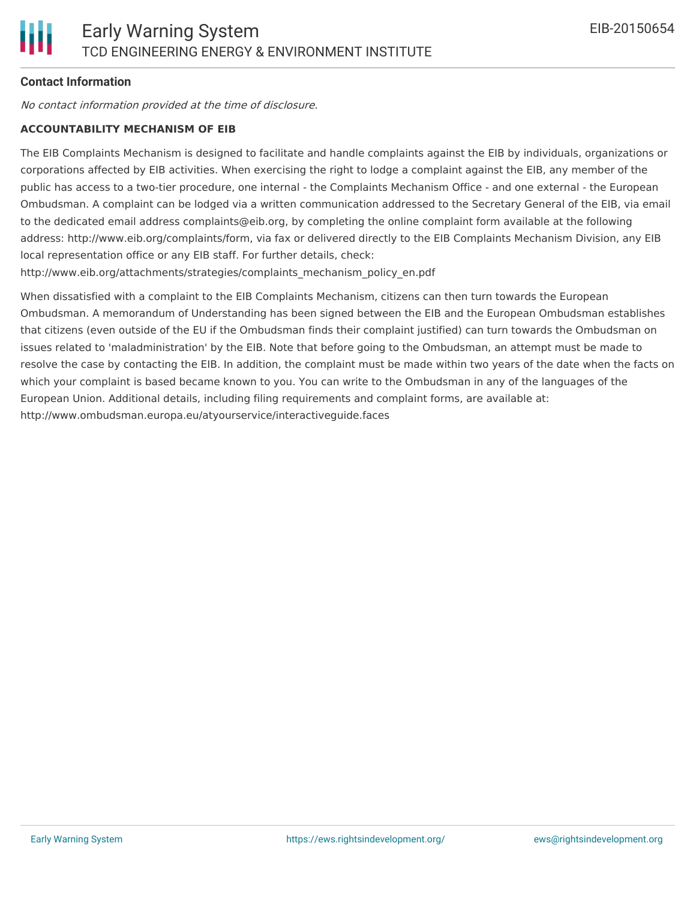**Contact Information**

*No contact information provided at the time of disclosure.*

**ACCOUNTABILITY MECHANISM OF EIB**

The EIB Complaints Mechanism is designed to facilitate and handle complaints against the EIB by individuals, organizations or corporations affected by EIB activities. When exercising the right to lodge a complaint against the EIB, any member of the public has access to a two-tier procedure, one internal - the Complaints Mechanism Office - and one external - the European Ombudsman. A complaint can be lodged via a written communication addressed to the Secretary General of the EIB, via email to the dedicated email address complaints@eib.org, by completing the online complaint form available at the following address: http://www.eib.org/complaints/form, via fax or delivered directly to the EIB Complaints Mechanism Division, any EIB local representation office or any EIB staff. For further details, check: http://www.eib.org/attachments/strategies/complaints_mechanism_policy_en.pdf

When dissatisfied with a complaint to the EIB Complaints Mechanism, citizens can then turn towards the European Ombudsman. A memorandum of Understanding has been signed between the EIB and the European Ombudsman establishes that citizens (even outside of the EU if the Ombudsman finds their complaint justified) can turn towards the Ombudsman on issues related to 'maladministration' by the EIB. Note that before going to the Ombudsman, an attempt must be made to resolve the case by contacting the EIB. In addition, the complaint must be made within two years of the date when the facts on which your complaint is based became known to you. You can write to the Ombudsman in any of the languages of the European Union. Additional details, including filing requirements and complaint forms, are available at: http://www.ombudsman.europa.eu/atyourservice/interactiveguide.faces